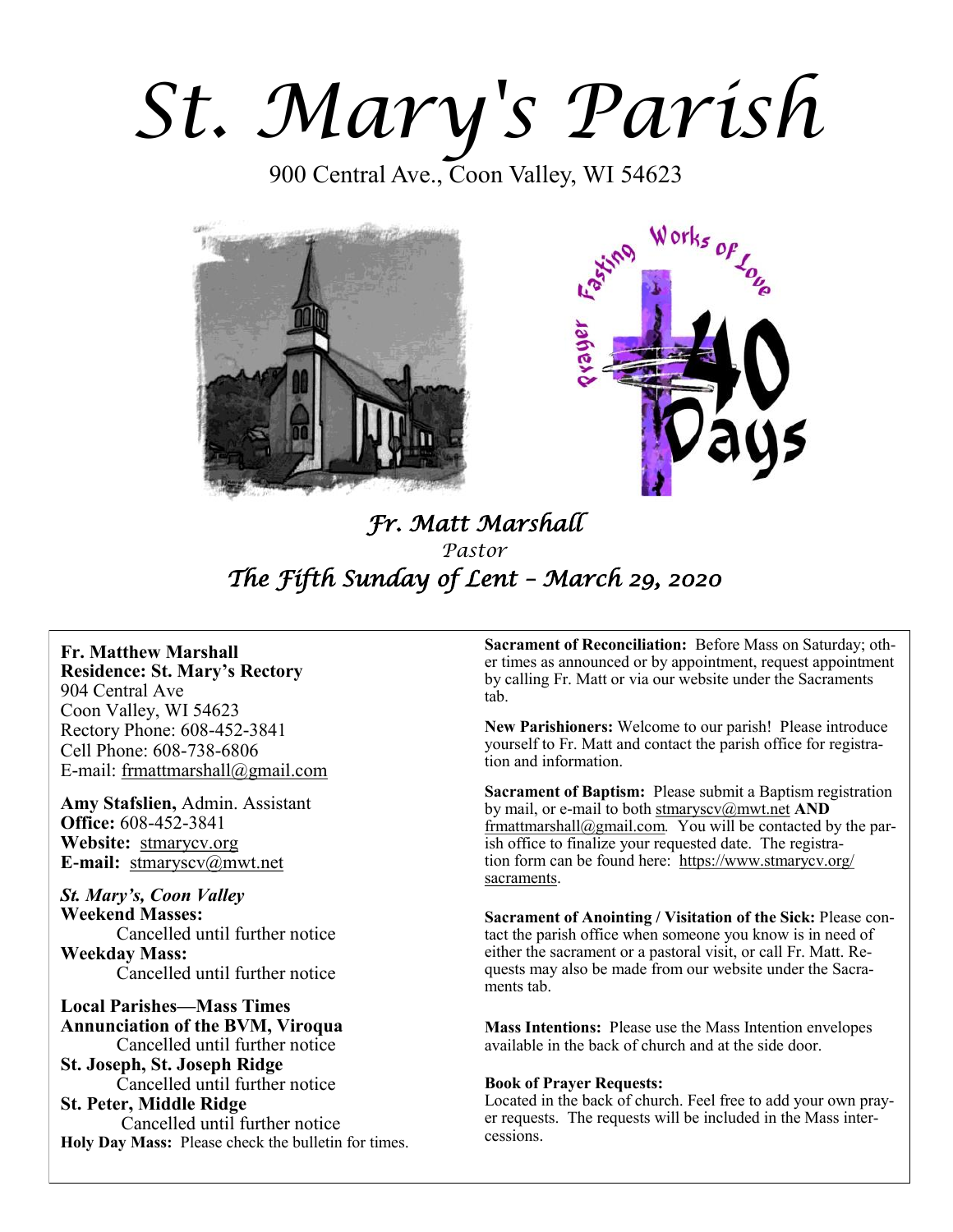# St. Mary's Parish

900 Central Ave., Coon Valley, WI 54623

*Fr. Matt Marshall*

*Pastor*

## *The Fifth Sunday of Lent – March 29, 2020*

**Fr. Matthew Marshall**
**Residence: St. Mary's Rectory**
904 Central Ave
Coon Valley, WI 54623
Rectory Phone: 608-452-3841
Cell Phone: 608-738-6806
E-mail: frmattmarshall@gmail.com

**Amy Stafslien,** Admin. Assistant
**Office:** 608-452-3841
**Website:** stmarycv.org
**E-mail:** stmaryscv@mwt.net

***St. Mary's, Coon Valley***
**Weekend Masses:**
Cancelled until further notice
**Weekday Mass:**
Cancelled until further notice

**Local Parishes—Mass Times**
**Annunciation of the BVM, Viroqua**
Cancelled until further notice
**St. Joseph, St. Joseph Ridge**
Cancelled until further notice
**St. Peter, Middle Ridge**
Cancelled until further notice
**Holy Day Mass:** Please check the bulletin for times.

**Sacrament of Reconciliation:** Before Mass on Saturday; other times as announced or by appointment, request appointment by calling Fr. Matt or via our website under the Sacraments tab.

**New Parishioners:** Welcome to our parish! Please introduce yourself to Fr. Matt and contact the parish office for registration and information.

**Sacrament of Baptism:** Please submit a Baptism registration by mail, or e-mail to both stmaryscv@mwt.net **AND** frmattmarshall@gmail.com. You will be contacted by the parish office to finalize your requested date. The registration form can be found here: https://www.stmarycv.org/sacraments.

**Sacrament of Anointing / Visitation of the Sick:** Please contact the parish office when someone you know is in need of either the sacrament or a pastoral visit, or call Fr. Matt. Requests may also be made from our website under the Sacraments tab.

**Mass Intentions:** Please use the Mass Intention envelopes available in the back of church and at the side door.

**Book of Prayer Requests:**
Located in the back of church. Feel free to add your own prayer requests. The requests will be included in the Mass intercessions.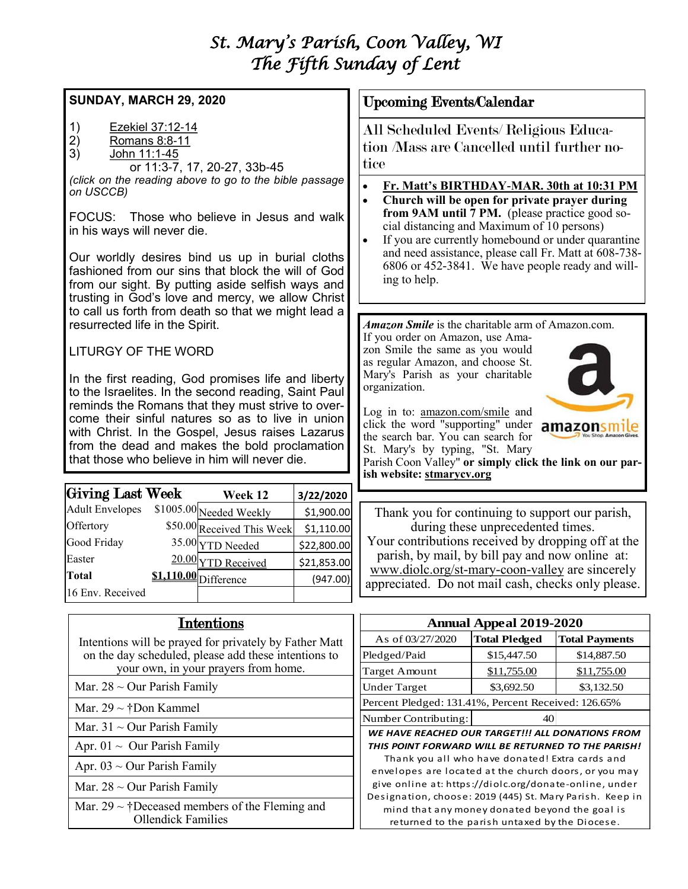# St. Mary's Parish, Coon Valley, WI
## The Fifth Sunday of Lent

**SUNDAY, MARCH 29, 2020**

1) Ezekiel 37:12-14
2) Romans 8:8-11
3) John 11:1-45
   or 11:3-7, 17, 20-27, 33b-45

*(click on the reading above to go to the bible passage on USCCB)*

FOCUS: Those who believe in Jesus and walk in his ways will never die.

Our worldly desires bind us up in burial cloths fashioned from our sins that block the will of God from our sight. By putting aside selfish ways and trusting in God's love and mercy, we allow Christ to call us forth from death so that we might lead a resurrected life in the Spirit.

LITURGY OF THE WORD

In the first reading, God promises life and liberty to the Israelites. In the second reading, Saint Paul reminds the Romans that they must strive to overcome their sinful natures so as to live in union with Christ. In the Gospel, Jesus raises Lazarus from the dead and makes the bold proclamation that those who believe in him will never die.

| Giving Last Week | | Week 12 | 3/22/2020 |
|---|---|---|---|
| Adult Envelopes | $1005.00 | Needed Weekly | $1,900.00 |
| Offertory | $50.00 | Received This Week | $1,110.00 |
| Good Friday | 35.00 | YTD Needed | $22,800.00 |
| Easter | 20.00 | YTD Received | $21,853.00 |
| **Total** | **$1,110.00** | Difference | (947.00) |
| 16 Env. Received | | | |

## Intentions

Intentions will be prayed for privately by Father Matt on the day scheduled, please add these intentions to your own, in your prayers from home.

- Mar. 28 ~ Our Parish Family
- Mar. 29 ~ †Don Kammel
- Mar. 31 ~ Our Parish Family
- Apr. 01 ~ Our Parish Family
- Apr. 03 ~ Our Parish Family
- Mar. 28 ~ Our Parish Family
- Mar. 29 ~ †Deceased members of the Fleming and Ollendick Families

## Upcoming Events/Calendar

All Scheduled Events/ Religious Education /Mass are Cancelled until further notice

- **Fr. Matt's BIRTHDAY-MAR. 30th at 10:31 PM**
- **Church will be open for private prayer during from 9AM until 7 PM.** (please practice good social distancing and Maximum of 10 persons)
- If you are currently homebound or under quarantine and need assistance, please call Fr. Matt at 608-738-6806 or 452-3841. We have people ready and willing to help.

***Amazon Smile*** is the charitable arm of Amazon.com. If you order on Amazon, use Amazon Smile the same as you would as regular Amazon, and choose St. Mary's Parish as your charitable organization.

Log in to: amazon.com/smile and click the word "supporting" under the search bar. You can search for St. Mary's by typing, "St. Mary Parish Coon Valley" **or simply click the link on our parish website: stmarycv.org**

Thank you for continuing to support our parish, during these unprecedented times. Your contributions received by dropping off at the parish, by mail, by bill pay and now online at: www.diolc.org/st-mary-coon-valley are sincerely appreciated. Do not mail cash, checks only please.

| Annual Appeal 2019-2020 | | |
|---|---|---|
| As of 03/27/2020 | **Total Pledged** | **Total Payments** |
| Pledged/Paid | $15,447.50 | $14,887.50 |
| Target Amount | $11,755.00 | $11,755.00 |
| Under Target | $3,692.50 | $3,132.50 |
| Percent Pledged: 131.41%, Percent Received: 126.65% | | |
| Number Contributing: | 40 | |

***WE HAVE REACHED OUR TARGET!!! ALL DONATIONS FROM THIS POINT FORWARD WILL BE RETURNED TO THE PARISH!***

Thank you all who have donated! Extra cards and envelopes are located at the church doors, or you may give online at: https://diolc.org/donate-online, under Designation, choose: 2019 (445) St. Mary Parish. Keep in mind that any money donated beyond the goal is returned to the parish untaxed by the Diocese.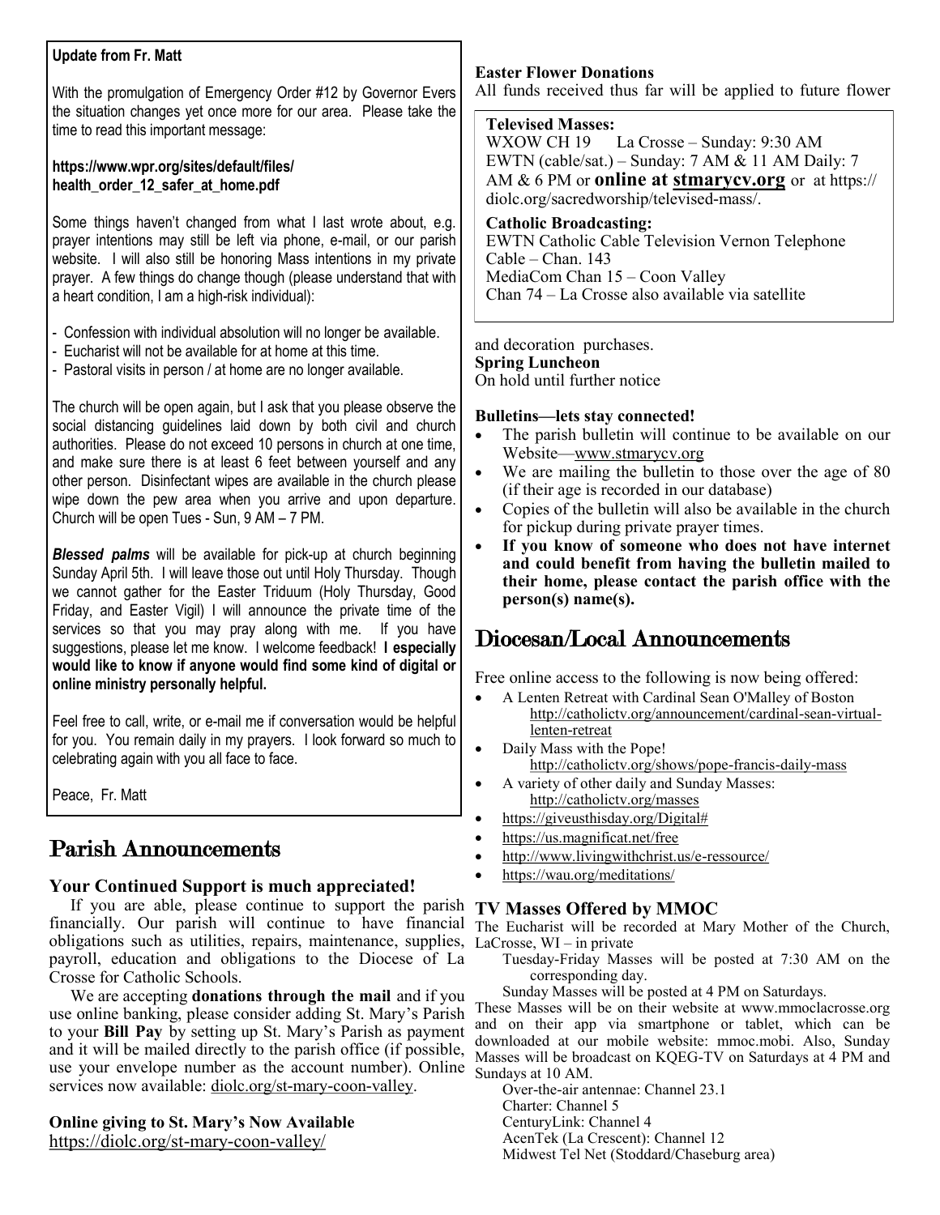### Update from Fr. Matt

With the promulgation of Emergency Order #12 by Governor Evers the situation changes yet once more for our area. Please take the time to read this important message:

**https://www.wpr.org/sites/default/files/health_order_12_safer_at_home.pdf**

Some things haven't changed from what I last wrote about, e.g. prayer intentions may still be left via phone, e-mail, or our parish website. I will also still be honoring Mass intentions in my private prayer. A few things do change though (please understand that with a heart condition, I am a high-risk individual):

- Confession with individual absolution will no longer be available.
- Eucharist will not be available for at home at this time.
- Pastoral visits in person / at home are no longer available.

The church will be open again, but I ask that you please observe the social distancing guidelines laid down by both civil and church authorities. Please do not exceed 10 persons in church at one time, and make sure there is at least 6 feet between yourself and any other person. Disinfectant wipes are available in the church please wipe down the pew area when you arrive and upon departure. Church will be open Tues - Sun, 9 AM – 7 PM.

***Blessed palms*** will be available for pick-up at church beginning Sunday April 5th. I will leave those out until Holy Thursday. Though we cannot gather for the Easter Triduum (Holy Thursday, Good Friday, and Easter Vigil) I will announce the private time of the services so that you may pray along with me. If you have suggestions, please let me know. I welcome feedback! **I especially would like to know if anyone would find some kind of digital or online ministry personally helpful.**

Feel free to call, write, or e-mail me if conversation would be helpful for you. You remain daily in my prayers. I look forward so much to celebrating again with you all face to face.

Peace, Fr. Matt

## Parish Announcements

**Your Continued Support is much appreciated!**

If you are able, please continue to support the parish financially. Our parish will continue to have financial obligations such as utilities, repairs, maintenance, supplies, payroll, education and obligations to the Diocese of La Crosse for Catholic Schools.

We are accepting **donations through the mail** and if you use online banking, please consider adding St. Mary's Parish to your **Bill Pay** by setting up St. Mary's Parish as payment and it will be mailed directly to the parish office (if possible, use your envelope number as the account number). Online services now available: diolc.org/st-mary-coon-valley.

**Online giving to St. Mary's Now Available**
https://diolc.org/st-mary-coon-valley/

**Easter Flower Donations**
All funds received thus far will be applied to future flower and decoration purchases.

**Televised Masses:**
WXOW CH 19 La Crosse – Sunday: 9:30 AM
EWTN (cable/sat.) – Sunday: 7 AM & 11 AM Daily: 7 AM & 6 PM or **online at stmarycv.org** or at https://diolc.org/sacredworship/televised-mass/.

**Catholic Broadcasting:**
EWTN Catholic Cable Television Vernon Telephone Cable – Chan. 143
MediaCom Chan 15 – Coon Valley
Chan 74 – La Crosse also available via satellite

**Spring Luncheon**
On hold until further notice

**Bulletins—lets stay connected!**

- The parish bulletin will continue to be available on our Website—www.stmarycv.org
- We are mailing the bulletin to those over the age of 80 (if their age is recorded in our database)
- Copies of the bulletin will also be available in the church for pickup during private prayer times.
- **If you know of someone who does not have internet and could benefit from having the bulletin mailed to their home, please contact the parish office with the person(s) name(s).**

## Diocesan/Local Announcements

Free online access to the following is now being offered:

- A Lenten Retreat with Cardinal Sean O'Malley of Boston http://catholictv.org/announcement/cardinal-sean-virtual-lenten-retreat
- Daily Mass with the Pope! http://catholictv.org/shows/pope-francis-daily-mass
- A variety of other daily and Sunday Masses: http://catholictv.org/masses
- https://giveusthisday.org/Digital#
- https://us.magnificat.net/free
- http://www.livingwithchrist.us/e-ressource/
- https://wau.org/meditations/

**TV Masses Offered by MMOC**

The Eucharist will be recorded at Mary Mother of the Church, LaCrosse, WI – in private

Tuesday-Friday Masses will be posted at 7:30 AM on the corresponding day.

Sunday Masses will be posted at 4 PM on Saturdays.

These Masses will be on their website at www.mmoclacrosse.org and on their app via smartphone or tablet, which can be downloaded at our mobile website: mmoc.mobi. Also, Sunday Masses will be broadcast on KQEG-TV on Saturdays at 4 PM and Sundays at 10 AM.

Over-the-air antennae: Channel 23.1
Charter: Channel 5
CenturyLink: Channel 4
AcenTek (La Crescent): Channel 12
Midwest Tel Net (Stoddard/Chaseburg area)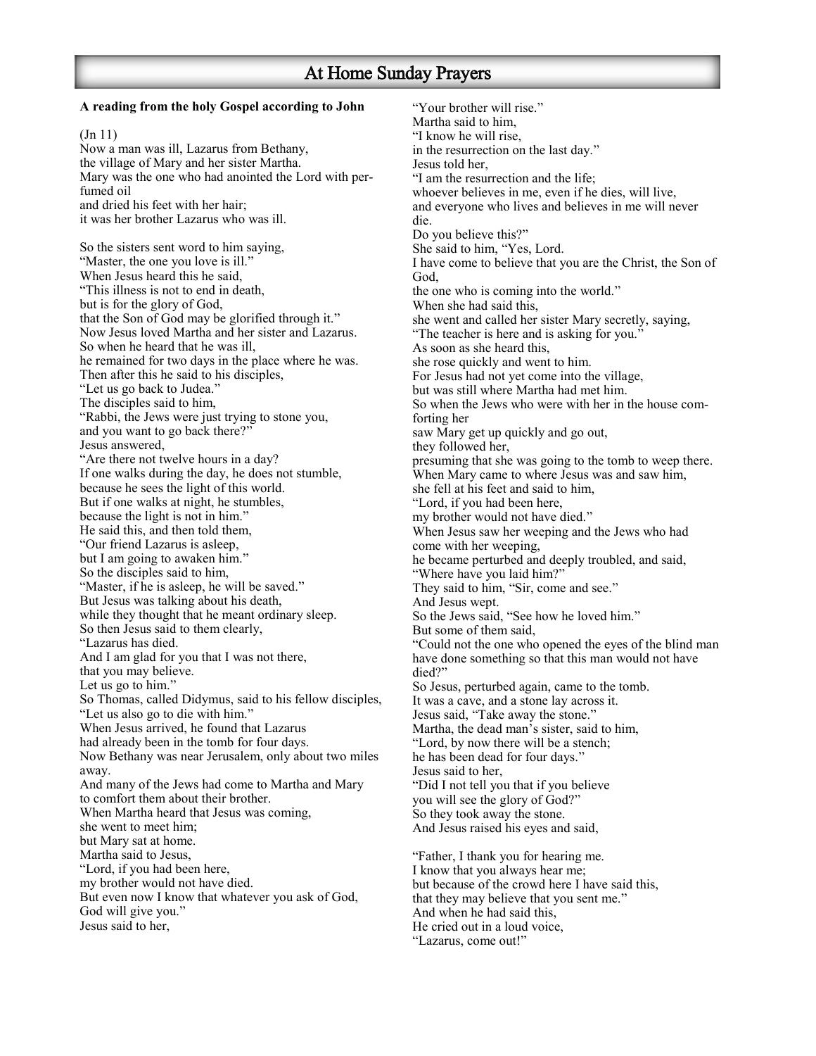# At Home Sunday Prayers

**A reading from the holy Gospel according to John**

(Jn 11)
Now a man was ill, Lazarus from Bethany,
the village of Mary and her sister Martha.
Mary was the one who had anointed the Lord with perfumed oil
and dried his feet with her hair;
it was her brother Lazarus who was ill.

So the sisters sent word to him saying,
"Master, the one you love is ill."
When Jesus heard this he said,
"This illness is not to end in death,
but is for the glory of God,
that the Son of God may be glorified through it."
Now Jesus loved Martha and her sister and Lazarus.
So when he heard that he was ill,
he remained for two days in the place where he was.
Then after this he said to his disciples,
"Let us go back to Judea."
The disciples said to him,
"Rabbi, the Jews were just trying to stone you,
and you want to go back there?"
Jesus answered,
"Are there not twelve hours in a day?
If one walks during the day, he does not stumble,
because he sees the light of this world.
But if one walks at night, he stumbles,
because the light is not in him."
He said this, and then told them,
"Our friend Lazarus is asleep,
but I am going to awaken him."
So the disciples said to him,
"Master, if he is asleep, he will be saved."
But Jesus was talking about his death,
while they thought that he meant ordinary sleep.
So then Jesus said to them clearly,
"Lazarus has died.
And I am glad for you that I was not there,
that you may believe.
Let us go to him."
So Thomas, called Didymus, said to his fellow disciples,
"Let us also go to die with him."
When Jesus arrived, he found that Lazarus
had already been in the tomb for four days.
Now Bethany was near Jerusalem, only about two miles away.
And many of the Jews had come to Martha and Mary
to comfort them about their brother.
When Martha heard that Jesus was coming,
she went to meet him;
but Mary sat at home.
Martha said to Jesus,
"Lord, if you had been here,
my brother would not have died.
But even now I know that whatever you ask of God,
God will give you."
Jesus said to her,
"Your brother will rise."
Martha said to him,
"I know he will rise,
in the resurrection on the last day."
Jesus told her,
"I am the resurrection and the life;
whoever believes in me, even if he dies, will live,
and everyone who lives and believes in me will never die.
Do you believe this?"
She said to him, "Yes, Lord.
I have come to believe that you are the Christ, the Son of God,
the one who is coming into the world."
When she had said this,
she went and called her sister Mary secretly, saying,
"The teacher is here and is asking for you."
As soon as she heard this,
she rose quickly and went to him.
For Jesus had not yet come into the village,
but was still where Martha had met him.
So when the Jews who were with her in the house comforting her
saw Mary get up quickly and go out,
they followed her,
presuming that she was going to the tomb to weep there.
When Mary came to where Jesus was and saw him,
she fell at his feet and said to him,
"Lord, if you had been here,
my brother would not have died."
When Jesus saw her weeping and the Jews who had come with her weeping,
he became perturbed and deeply troubled, and said,
"Where have you laid him?"
They said to him, "Sir, come and see."
And Jesus wept.
So the Jews said, "See how he loved him."
But some of them said,
"Could not the one who opened the eyes of the blind man have done something so that this man would not have died?"
So Jesus, perturbed again, came to the tomb.
It was a cave, and a stone lay across it.
Jesus said, "Take away the stone."
Martha, the dead man's sister, said to him,
"Lord, by now there will be a stench;
he has been dead for four days."
Jesus said to her,
"Did I not tell you that if you believe
you will see the glory of God?"
So they took away the stone.
And Jesus raised his eyes and said,

"Father, I thank you for hearing me.
I know that you always hear me;
but because of the crowd here I have said this,
that they may believe that you sent me."
And when he had said this,
He cried out in a loud voice,
"Lazarus, come out!"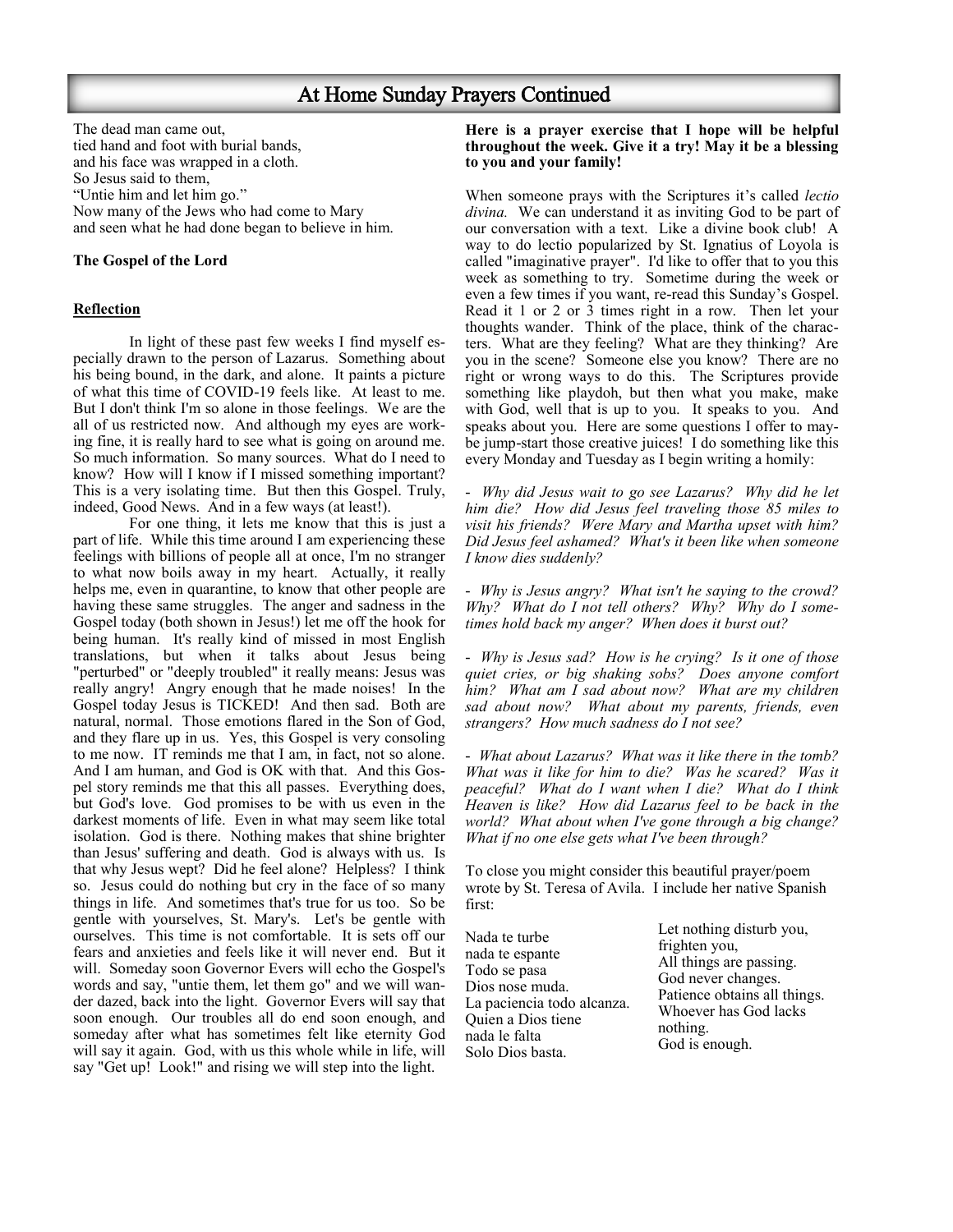## At Home Sunday Prayers Continued

The dead man came out,
tied hand and foot with burial bands,
and his face was wrapped in a cloth.
So Jesus said to them,
"Untie him and let him go."
Now many of the Jews who had come to Mary
and seen what he had done began to believe in him.

**The Gospel of the Lord**

**Reflection**

In light of these past few weeks I find myself especially drawn to the person of Lazarus. Something about his being bound, in the dark, and alone. It paints a picture of what this time of COVID-19 feels like. At least to me. But I don't think I'm so alone in those feelings. We are the all of us restricted now. And although my eyes are working fine, it is really hard to see what is going on around me. So much information. So many sources. What do I need to know? How will I know if I missed something important? This is a very isolating time. But then this Gospel. Truly, indeed, Good News. And in a few ways (at least!).

For one thing, it lets me know that this is just a part of life. While this time around I am experiencing these feelings with billions of people all at once, I'm no stranger to what now boils away in my heart. Actually, it really helps me, even in quarantine, to know that other people are having these same struggles. The anger and sadness in the Gospel today (both shown in Jesus!) let me off the hook for being human. It's really kind of missed in most English translations, but when it talks about Jesus being "perturbed" or "deeply troubled" it really means: Jesus was really angry! Angry enough that he made noises! In the Gospel today Jesus is TICKED! And then sad. Both are natural, normal. Those emotions flared in the Son of God, and they flare up in us. Yes, this Gospel is very consoling to me now. IT reminds me that I am, in fact, not so alone. And I am human, and God is OK with that. And this Gospel story reminds me that this all passes. Everything does, but God's love. God promises to be with us even in the darkest moments of life. Even in what may seem like total isolation. God is there. Nothing makes that shine brighter than Jesus' suffering and death. God is always with us. Is that why Jesus wept? Did he feel alone? Helpless? I think so. Jesus could do nothing but cry in the face of so many things in life. And sometimes that's true for us too. So be gentle with yourselves, St. Mary's. Let's be gentle with ourselves. This time is not comfortable. It is sets off our fears and anxieties and feels like it will never end. But it will. Someday soon Governor Evers will echo the Gospel's words and say, "untie them, let them go" and we will wander dazed, back into the light. Governor Evers will say that soon enough. Our troubles all do end soon enough, and someday after what has sometimes felt like eternity God will say it again. God, with us this whole while in life, will say "Get up! Look!" and rising we will step into the light.

**Here is a prayer exercise that I hope will be helpful throughout the week. Give it a try! May it be a blessing to you and your family!**

When someone prays with the Scriptures it's called *lectio divina.* We can understand it as inviting God to be part of our conversation with a text. Like a divine book club! A way to do lectio popularized by St. Ignatius of Loyola is called "imaginative prayer". I'd like to offer that to you this week as something to try. Sometime during the week or even a few times if you want, re-read this Sunday's Gospel. Read it 1 or 2 or 3 times right in a row. Then let your thoughts wander. Think of the place, think of the characters. What are they feeling? What are they thinking? Are you in the scene? Someone else you know? There are no right or wrong ways to do this. The Scriptures provide something like playdoh, but then what you make, make with God, well that is up to you. It speaks to you. And speaks about you. Here are some questions I offer to maybe jump-start those creative juices! I do something like this every Monday and Tuesday as I begin writing a homily:

- *Why did Jesus wait to go see Lazarus? Why did he let him die? How did Jesus feel traveling those 85 miles to visit his friends? Were Mary and Martha upset with him? Did Jesus feel ashamed? What's it been like when someone I know dies suddenly?*

- *Why is Jesus angry? What isn't he saying to the crowd? Why? What do I not tell others? Why? Why do I sometimes hold back my anger? When does it burst out?*

- *Why is Jesus sad? How is he crying? Is it one of those quiet cries, or big shaking sobs? Does anyone comfort him? What am I sad about now? What are my children sad about now? What about my parents, friends, even strangers? How much sadness do I not see?*

- *What about Lazarus? What was it like there in the tomb? What was it like for him to die? Was he scared? Was it peaceful? What do I want when I die? What do I think Heaven is like? How did Lazarus feel to be back in the world? What about when I've gone through a big change? What if no one else gets what I've been through?*

To close you might consider this beautiful prayer/poem wrote by St. Teresa of Avila. I include her native Spanish first:

Nada te turbe
nada te espante
Todo se pasa
Dios nose muda.
La paciencia todo alcanza.
Quien a Dios tiene
nada le falta
Solo Dios basta.

Let nothing disturb you,
frighten you,
All things are passing.
God never changes.
Patience obtains all things.
Whoever has God lacks nothing.
God is enough.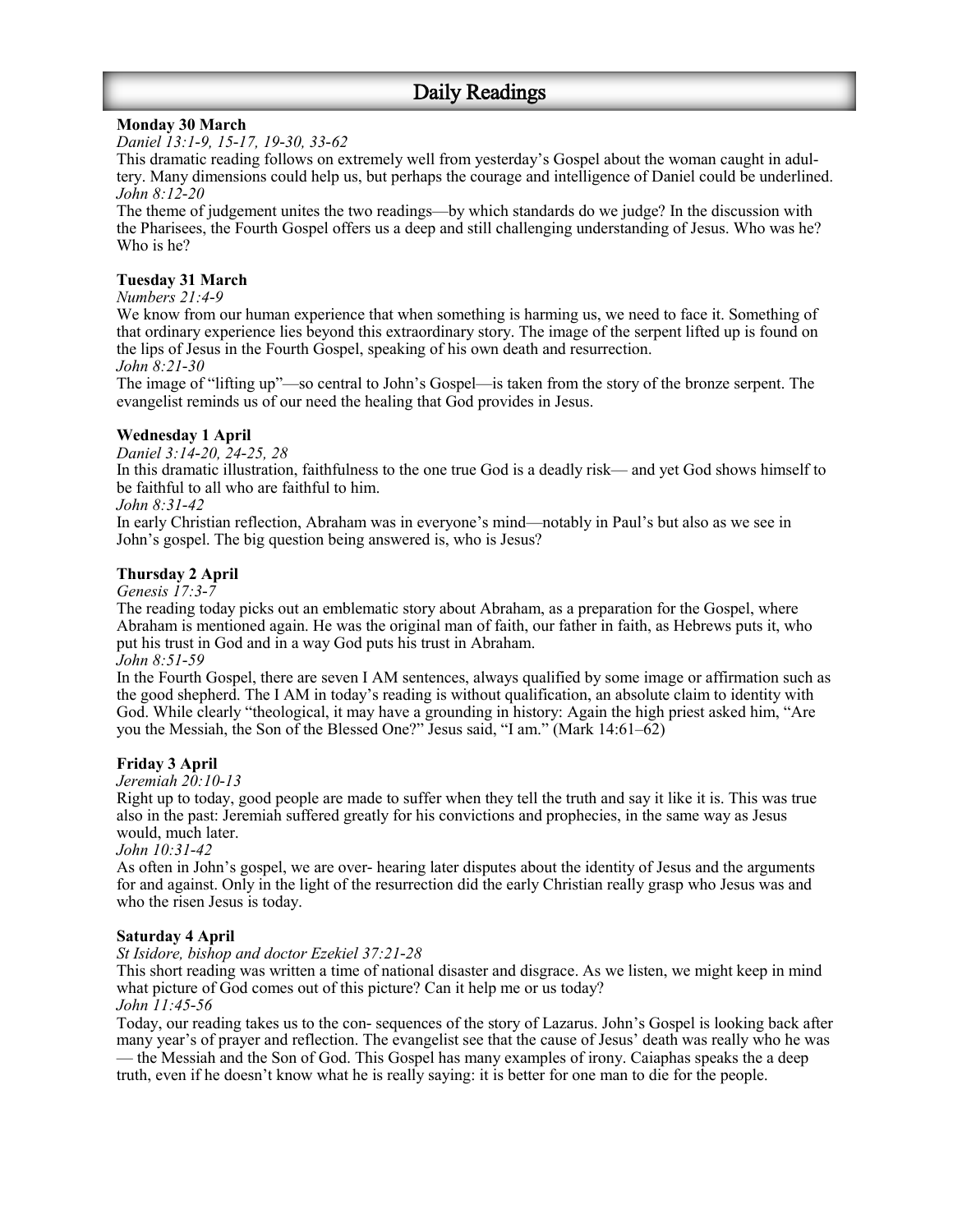# Daily Readings

**Monday 30 March**

*Daniel 13:1-9, 15-17, 19-30, 33-62*

This dramatic reading follows on extremely well from yesterday's Gospel about the woman caught in adultery. Many dimensions could help us, but perhaps the courage and intelligence of Daniel could be underlined.

*John 8:12-20*

The theme of judgement unites the two readings—by which standards do we judge? In the discussion with the Pharisees, the Fourth Gospel offers us a deep and still challenging understanding of Jesus. Who was he? Who is he?

**Tuesday 31 March**

*Numbers 21:4-9*

We know from our human experience that when something is harming us, we need to face it. Something of that ordinary experience lies beyond this extraordinary story. The image of the serpent lifted up is found on the lips of Jesus in the Fourth Gospel, speaking of his own death and resurrection.

*John 8:21-30*

The image of "lifting up"—so central to John's Gospel—is taken from the story of the bronze serpent. The evangelist reminds us of our need the healing that God provides in Jesus.

**Wednesday 1 April**

*Daniel 3:14-20, 24-25, 28*

In this dramatic illustration, faithfulness to the one true God is a deadly risk— and yet God shows himself to be faithful to all who are faithful to him.

*John 8:31-42*

In early Christian reflection, Abraham was in everyone's mind—notably in Paul's but also as we see in John's gospel. The big question being answered is, who is Jesus?

**Thursday 2 April**

*Genesis 17:3-7*

The reading today picks out an emblematic story about Abraham, as a preparation for the Gospel, where Abraham is mentioned again. He was the original man of faith, our father in faith, as Hebrews puts it, who put his trust in God and in a way God puts his trust in Abraham.

*John 8:51-59*

In the Fourth Gospel, there are seven I AM sentences, always qualified by some image or affirmation such as the good shepherd. The I AM in today's reading is without qualification, an absolute claim to identity with God. While clearly "theological, it may have a grounding in history: Again the high priest asked him, "Are you the Messiah, the Son of the Blessed One?" Jesus said, "I am." (Mark 14:61–62)

**Friday 3 April**

*Jeremiah 20:10-13*

Right up to today, good people are made to suffer when they tell the truth and say it like it is. This was true also in the past: Jeremiah suffered greatly for his convictions and prophecies, in the same way as Jesus would, much later.

*John 10:31-42*

As often in John's gospel, we are over- hearing later disputes about the identity of Jesus and the arguments for and against. Only in the light of the resurrection did the early Christian really grasp who Jesus was and who the risen Jesus is today.

**Saturday 4 April**

*St Isidore, bishop and doctor Ezekiel 37:21-28*

This short reading was written a time of national disaster and disgrace. As we listen, we might keep in mind what picture of God comes out of this picture? Can it help me or us today?

*John 11:45-56*

Today, our reading takes us to the con- sequences of the story of Lazarus. John's Gospel is looking back after many year's of prayer and reflection. The evangelist see that the cause of Jesus' death was really who he was — the Messiah and the Son of God. This Gospel has many examples of irony. Caiaphas speaks the a deep truth, even if he doesn't know what he is really saying: it is better for one man to die for the people.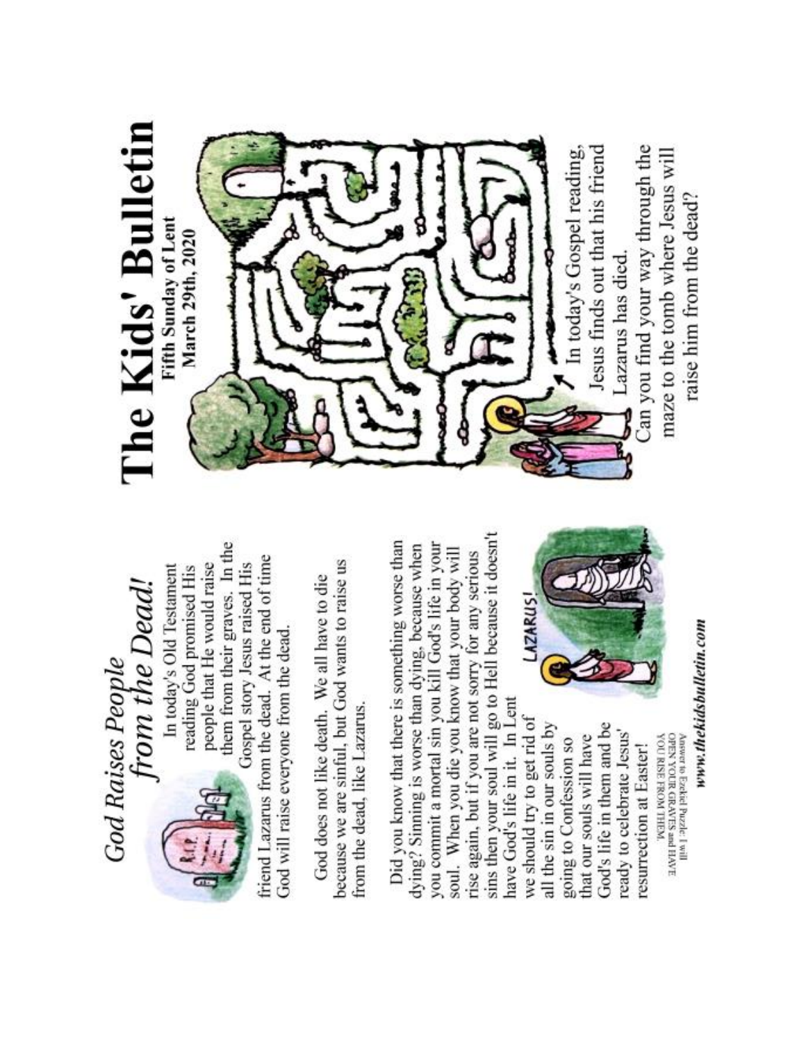# The Kids' Bulletin

**Fifth Sunday of Lent**
**March 29th, 2020**

In today's Gospel reading, Jesus finds out that his friend Lazarus has died.

Can you find your way through the maze to the tomb where Jesus will raise him from the dead?

## *God Raises People from the Dead!*

In today's Old Testament reading God promised His people that He would raise them from their graves. In the Gospel story Jesus raised His friend Lazarus from the dead. At the end of time God will raise everyone from the dead.

God does not like death. We all have to die because we are sinful, but God wants to raise us from the dead, like Lazarus.

Did you know that there is something worse than dying? Sinning is worse than dying, because when you commit a mortal sin you kill God's life in your soul. When you die you know that your body will rise again, but if you are not sorry for any serious sins then your soul will go to Hell because it doesn't have God's life in it. In Lent we should try to get rid of all the sin in our souls by going to Confession so that our souls will have God's life in them and be ready to celebrate Jesus' resurrection at Easter!

LAZARUS!

Answer to Ezekiel Puzzle: I will OPEN YOUR GRAVES and HAVE YOU RISE FROM THEM.

*www.thekidsbulletin.com*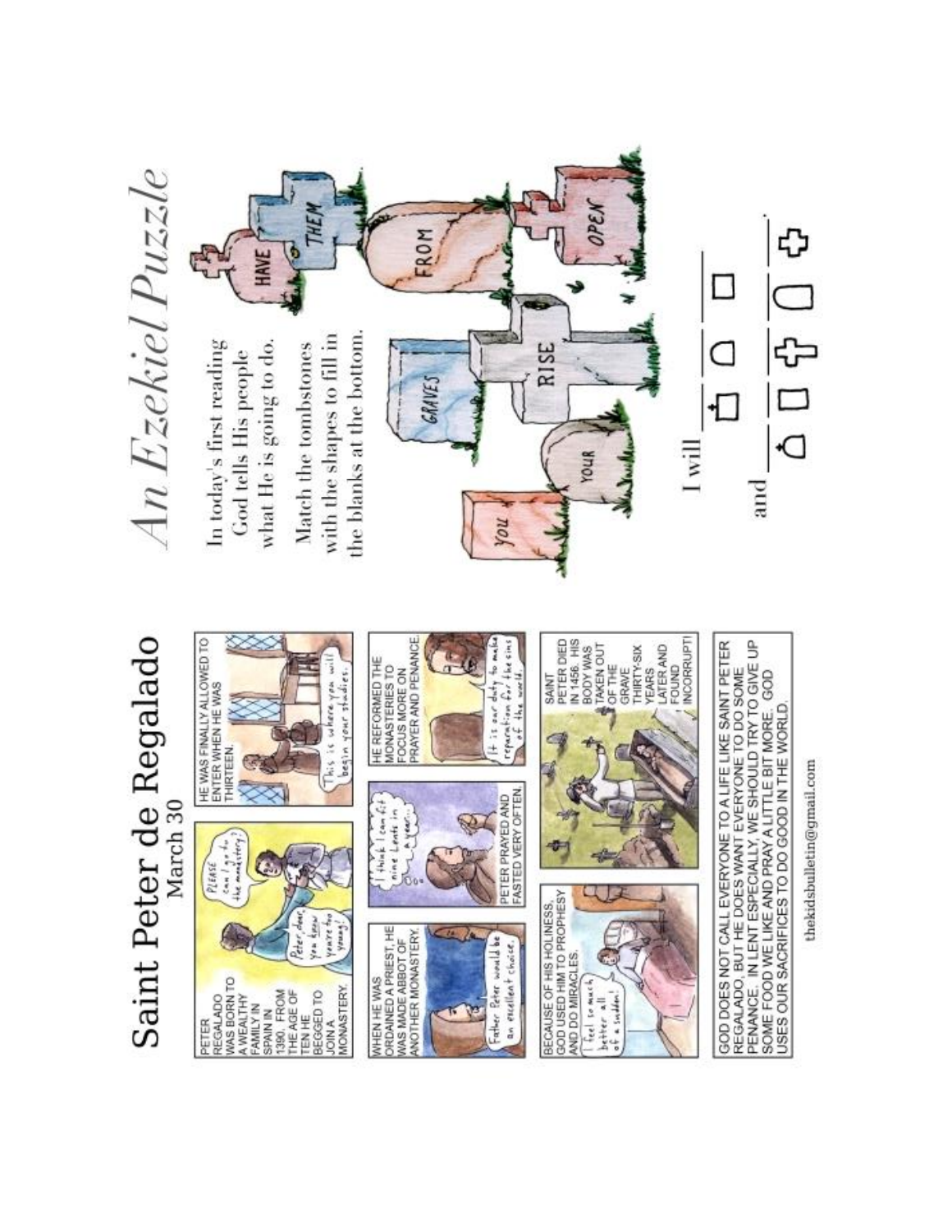# Saint Peter de Regalado

March 30

PETER REGALADO WAS BORN TO A WEALTHY FAMILY IN SPAIN IN 1390. FROM THE AGE OF TEN HE BEGGED TO JOIN A MONASTERY.

PLEASE can I go to the monastery?

Peter, dear, you know you're too young!

HE WAS FINALLY ALLOWED TO ENTER WHEN HE WAS THIRTEEN.

This is where you will begin your studies.

WHEN HE WAS ORDAINED A PRIEST, HE WAS MADE ABBOT OF ANOTHER MONASTERY.

Father Peter would be an excellent choice.

PETER PRAYED AND FASTED VERY OFTEN.

I think I can fit nine Lents in a year...

HE REFORMED THE MONASTERIES TO FOCUS MORE ON PRAYER AND PENANCE.

It is our duty to make reparation for the sins of the world.

BECAUSE OF HIS HOLINESS, GOD USED HIM TO PROPHESY AND DO MIRACLES.

I feel so much better all of a sudden!

SAINT PETER DIED IN 1456. HIS BODY WAS TAKEN OUT OF THE GRAVE THIRTY-SIX YEARS LATER AND FOUND INCORRUPT!

GOD DOES NOT CALL EVERYONE TO A LIFE LIKE SAINT PETER REGALADO, BUT HE DOES WANT EVERYONE TO DO SOME PENANCE. IN LENT ESPECIALLY, WE SHOULD TRY TO GIVE UP SOME FOOD WE LIKE AND PRAY A LITTLE BIT MORE. GOD USES OUR SACRIFICES TO DO GOOD IN THE WORLD.

thekidsbulletin@gmail.com

# *An Ezekiel Puzzle*

In today's first reading God tells His people what He is going to do.

Match the tombstones with the shapes to fill in the blanks at the bottom.

HAVE

THEM

FROM

OPEN

GRAVES

RISE

YOU

YOUR

I will \_\_\_ \_\_\_ \_\_\_

and \_\_\_ \_\_\_ \_\_\_ \_\_\_ \_\_\_.